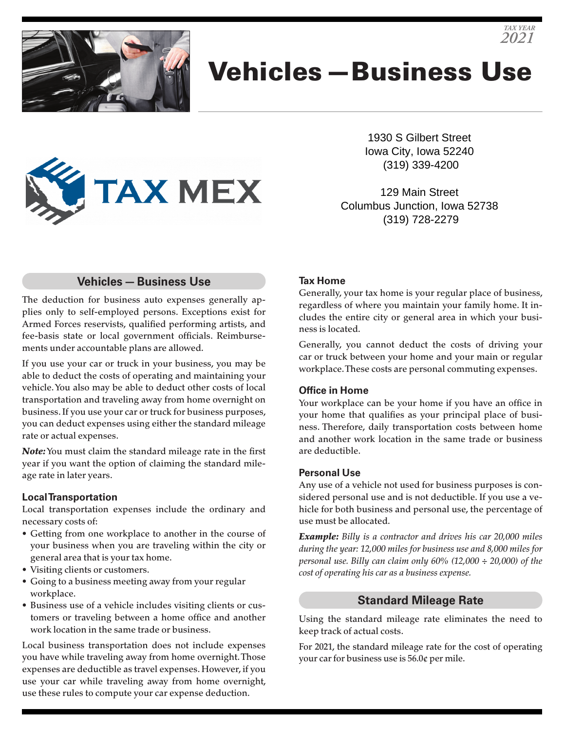TAX YEAR 2021

# Vehicles — Business Use

TAX MEX

1930 S Gilbert Street
Iowa City, Iowa 52240
(319) 339-4200

129 Main Street
Columbus Junction, Iowa 52738
(319) 728-2279

## Vehicles — Business Use

The deduction for business auto expenses generally applies only to self-employed persons. Exceptions exist for Armed Forces reservists, qualified performing artists, and fee-basis state or local government officials. Reimbursements under accountable plans are allowed.

If you use your car or truck in your business, you may be able to deduct the costs of operating and maintaining your vehicle. You also may be able to deduct other costs of local transportation and traveling away from home overnight on business. If you use your car or truck for business purposes, you can deduct expenses using either the standard mileage rate or actual expenses.

***Note:*** You must claim the standard mileage rate in the first year if you want the option of claiming the standard mileage rate in later years.

### Local Transportation

Local transportation expenses include the ordinary and necessary costs of:

- Getting from one workplace to another in the course of your business when you are traveling within the city or general area that is your tax home.
- Visiting clients or customers.
- Going to a business meeting away from your regular workplace.
- Business use of a vehicle includes visiting clients or customers or traveling between a home office and another work location in the same trade or business.

Local business transportation does not include expenses you have while traveling away from home overnight. Those expenses are deductible as travel expenses. However, if you use your car while traveling away from home overnight, use these rules to compute your car expense deduction.

### Tax Home

Generally, your tax home is your regular place of business, regardless of where you maintain your family home. It includes the entire city or general area in which your business is located.

Generally, you cannot deduct the costs of driving your car or truck between your home and your main or regular workplace. These costs are personal commuting expenses.

### Office in Home

Your workplace can be your home if you have an office in your home that qualifies as your principal place of business. Therefore, daily transportation costs between home and another work location in the same trade or business are deductible.

### Personal Use

Any use of a vehicle not used for business purposes is considered personal use and is not deductible. If you use a vehicle for both business and personal use, the percentage of use must be allocated.

***Example:*** *Billy is a contractor and drives his car 20,000 miles during the year: 12,000 miles for business use and 8,000 miles for personal use. Billy can claim only 60% (12,000 ÷ 20,000) of the cost of operating his car as a business expense.*

## Standard Mileage Rate

Using the standard mileage rate eliminates the need to keep track of actual costs.

For 2021, the standard mileage rate for the cost of operating your car for business use is 56.0¢ per mile.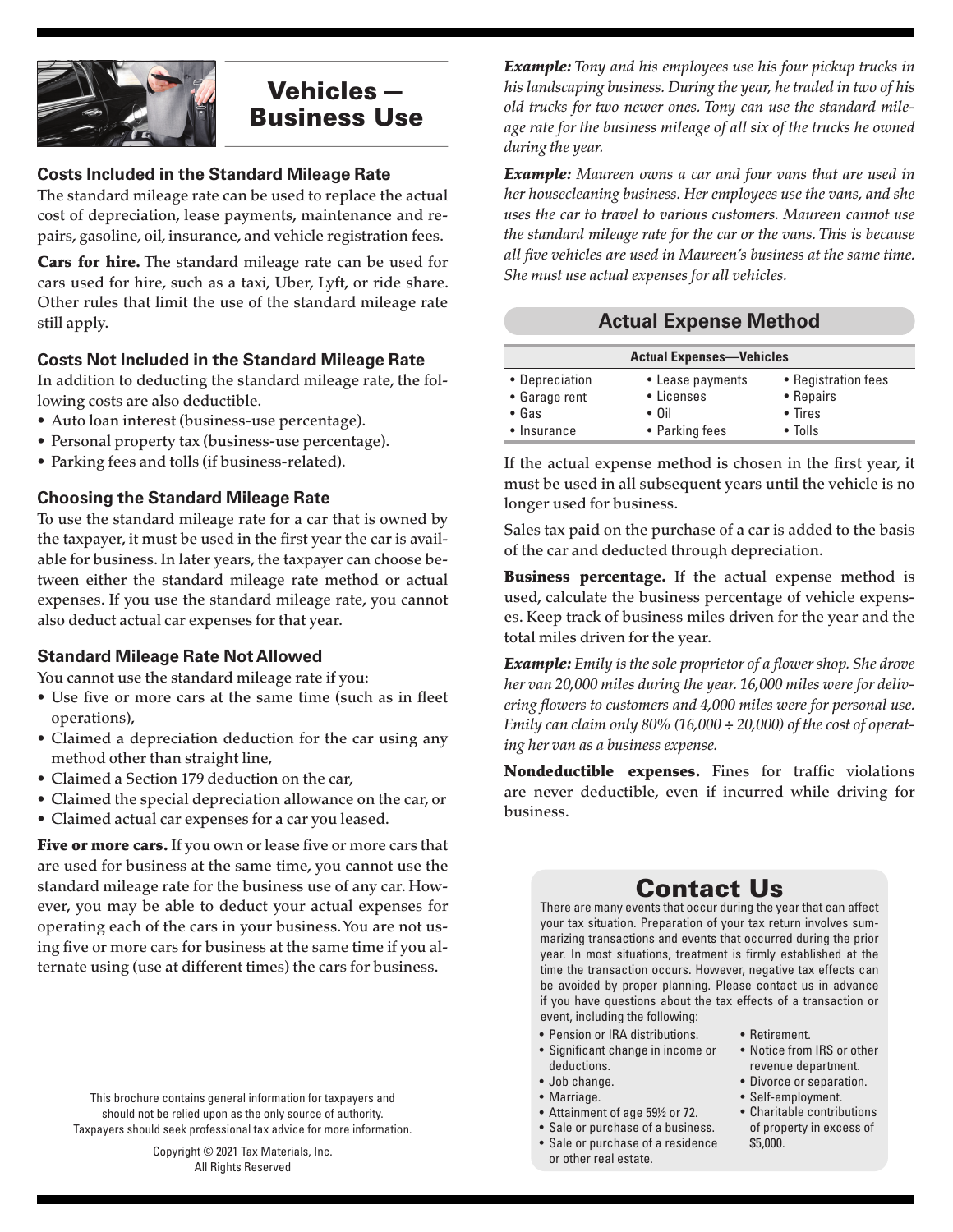# Vehicles — Business Use

### Costs Included in the Standard Mileage Rate

The standard mileage rate can be used to replace the actual cost of depreciation, lease payments, maintenance and repairs, gasoline, oil, insurance, and vehicle registration fees.

**Cars for hire.** The standard mileage rate can be used for cars used for hire, such as a taxi, Uber, Lyft, or ride share. Other rules that limit the use of the standard mileage rate still apply.

### Costs Not Included in the Standard Mileage Rate

In addition to deducting the standard mileage rate, the following costs are also deductible.

- Auto loan interest (business-use percentage).
- Personal property tax (business-use percentage).
- Parking fees and tolls (if business-related).

### Choosing the Standard Mileage Rate

To use the standard mileage rate for a car that is owned by the taxpayer, it must be used in the first year the car is available for business. In later years, the taxpayer can choose between either the standard mileage rate method or actual expenses. If you use the standard mileage rate, you cannot also deduct actual car expenses for that year.

### Standard Mileage Rate Not Allowed

You cannot use the standard mileage rate if you:

- Use five or more cars at the same time (such as in fleet operations),
- Claimed a depreciation deduction for the car using any method other than straight line,
- Claimed a Section 179 deduction on the car,
- Claimed the special depreciation allowance on the car, or
- Claimed actual car expenses for a car you leased.

**Five or more cars.** If you own or lease five or more cars that are used for business at the same time, you cannot use the standard mileage rate for the business use of any car. However, you may be able to deduct your actual expenses for operating each of the cars in your business. You are not using five or more cars for business at the same time if you alternate using (use at different times) the cars for business.

***Example:*** *Tony and his employees use his four pickup trucks in his landscaping business. During the year, he traded in two of his old trucks for two newer ones. Tony can use the standard mileage rate for the business mileage of all six of the trucks he owned during the year.*

***Example:*** *Maureen owns a car and four vans that are used in her housecleaning business. Her employees use the vans, and she uses the car to travel to various customers. Maureen cannot use the standard mileage rate for the car or the vans. This is because all five vehicles are used in Maureen's business at the same time. She must use actual expenses for all vehicles.*

## Actual Expense Method

| Actual Expenses—Vehicles | | |
|---|---|---|
| • Depreciation | • Lease payments | • Registration fees |
| • Garage rent | • Licenses | • Repairs |
| • Gas | • Oil | • Tires |
| • Insurance | • Parking fees | • Tolls |

If the actual expense method is chosen in the first year, it must be used in all subsequent years until the vehicle is no longer used for business.

Sales tax paid on the purchase of a car is added to the basis of the car and deducted through depreciation.

**Business percentage.** If the actual expense method is used, calculate the business percentage of vehicle expenses. Keep track of business miles driven for the year and the total miles driven for the year.

***Example:*** *Emily is the sole proprietor of a flower shop. She drove her van 20,000 miles during the year. 16,000 miles were for delivering flowers to customers and 4,000 miles were for personal use. Emily can claim only 80% (16,000 ÷ 20,000) of the cost of operating her van as a business expense.*

**Nondeductible expenses.** Fines for traffic violations are never deductible, even if incurred while driving for business.

## Contact Us

There are many events that occur during the year that can affect your tax situation. Preparation of your tax return involves summarizing transactions and events that occurred during the prior year. In most situations, treatment is firmly established at the time the transaction occurs. However, negative tax effects can be avoided by proper planning. Please contact us in advance if you have questions about the tax effects of a transaction or event, including the following:

- Pension or IRA distributions.
- Significant change in income or deductions.
- Job change.
- Marriage.
- Attainment of age 59½ or 72.
- Sale or purchase of a business.
- Sale or purchase of a residence or other real estate.
- Retirement.
- Notice from IRS or other revenue department.
- Divorce or separation.
- Self-employment.
- Charitable contributions of property in excess of $5,000.

This brochure contains general information for taxpayers and should not be relied upon as the only source of authority. Taxpayers should seek professional tax advice for more information.

Copyright © 2021 Tax Materials, Inc.
All Rights Reserved